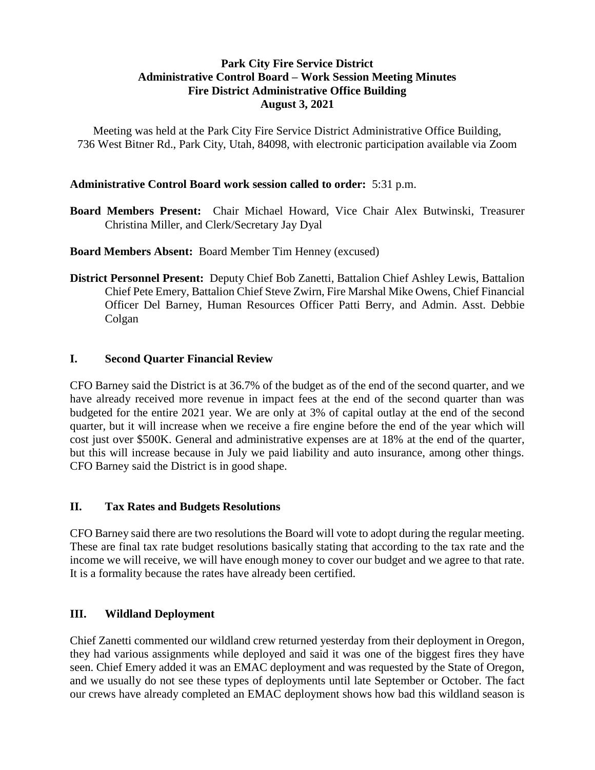# Park City Fire Service District
## Administrative Control Board – Work Session Meeting Minutes
## Fire District Administrative Office Building
## August 3, 2021

Meeting was held at the Park City Fire Service District Administrative Office Building, 736 West Bitner Rd., Park City, Utah, 84098, with electronic participation available via Zoom

**Administrative Control Board work session called to order:** 5:31 p.m.

**Board Members Present:** Chair Michael Howard, Vice Chair Alex Butwinski, Treasurer Christina Miller, and Clerk/Secretary Jay Dyal

**Board Members Absent:** Board Member Tim Henney (excused)

**District Personnel Present:** Deputy Chief Bob Zanetti, Battalion Chief Ashley Lewis, Battalion Chief Pete Emery, Battalion Chief Steve Zwirn, Fire Marshal Mike Owens, Chief Financial Officer Del Barney, Human Resources Officer Patti Berry, and Admin. Asst. Debbie Colgan

## I. Second Quarter Financial Review

CFO Barney said the District is at 36.7% of the budget as of the end of the second quarter, and we have already received more revenue in impact fees at the end of the second quarter than was budgeted for the entire 2021 year. We are only at 3% of capital outlay at the end of the second quarter, but it will increase when we receive a fire engine before the end of the year which will cost just over $500K. General and administrative expenses are at 18% at the end of the quarter, but this will increase because in July we paid liability and auto insurance, among other things. CFO Barney said the District is in good shape.

## II. Tax Rates and Budgets Resolutions

CFO Barney said there are two resolutions the Board will vote to adopt during the regular meeting. These are final tax rate budget resolutions basically stating that according to the tax rate and the income we will receive, we will have enough money to cover our budget and we agree to that rate. It is a formality because the rates have already been certified.

## III. Wildland Deployment

Chief Zanetti commented our wildland crew returned yesterday from their deployment in Oregon, they had various assignments while deployed and said it was one of the biggest fires they have seen. Chief Emery added it was an EMAC deployment and was requested by the State of Oregon, and we usually do not see these types of deployments until late September or October. The fact our crews have already completed an EMAC deployment shows how bad this wildland season is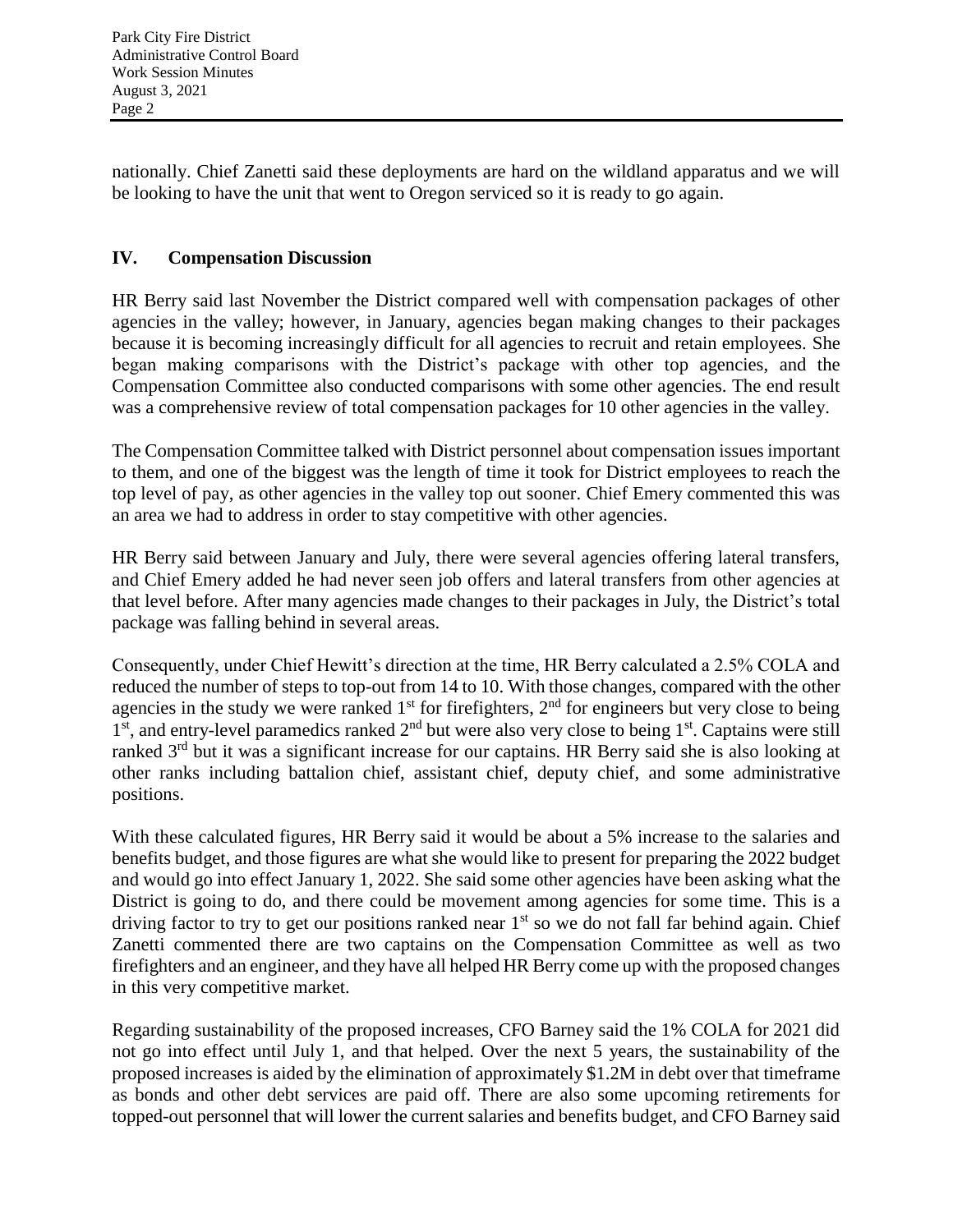nationally. Chief Zanetti said these deployments are hard on the wildland apparatus and we will be looking to have the unit that went to Oregon serviced so it is ready to go again.

## IV. Compensation Discussion

HR Berry said last November the District compared well with compensation packages of other agencies in the valley; however, in January, agencies began making changes to their packages because it is becoming increasingly difficult for all agencies to recruit and retain employees. She began making comparisons with the District's package with other top agencies, and the Compensation Committee also conducted comparisons with some other agencies. The end result was a comprehensive review of total compensation packages for 10 other agencies in the valley.

The Compensation Committee talked with District personnel about compensation issues important to them, and one of the biggest was the length of time it took for District employees to reach the top level of pay, as other agencies in the valley top out sooner. Chief Emery commented this was an area we had to address in order to stay competitive with other agencies.

HR Berry said between January and July, there were several agencies offering lateral transfers, and Chief Emery added he had never seen job offers and lateral transfers from other agencies at that level before. After many agencies made changes to their packages in July, the District's total package was falling behind in several areas.

Consequently, under Chief Hewitt's direction at the time, HR Berry calculated a 2.5% COLA and reduced the number of steps to top-out from 14 to 10. With those changes, compared with the other agencies in the study we were ranked 1st for firefighters, 2nd for engineers but very close to being 1st, and entry-level paramedics ranked 2nd but were also very close to being 1st. Captains were still ranked 3rd but it was a significant increase for our captains. HR Berry said she is also looking at other ranks including battalion chief, assistant chief, deputy chief, and some administrative positions.

With these calculated figures, HR Berry said it would be about a 5% increase to the salaries and benefits budget, and those figures are what she would like to present for preparing the 2022 budget and would go into effect January 1, 2022. She said some other agencies have been asking what the District is going to do, and there could be movement among agencies for some time. This is a driving factor to try to get our positions ranked near 1st so we do not fall far behind again. Chief Zanetti commented there are two captains on the Compensation Committee as well as two firefighters and an engineer, and they have all helped HR Berry come up with the proposed changes in this very competitive market.

Regarding sustainability of the proposed increases, CFO Barney said the 1% COLA for 2021 did not go into effect until July 1, and that helped. Over the next 5 years, the sustainability of the proposed increases is aided by the elimination of approximately $1.2M in debt over that timeframe as bonds and other debt services are paid off. There are also some upcoming retirements for topped-out personnel that will lower the current salaries and benefits budget, and CFO Barney said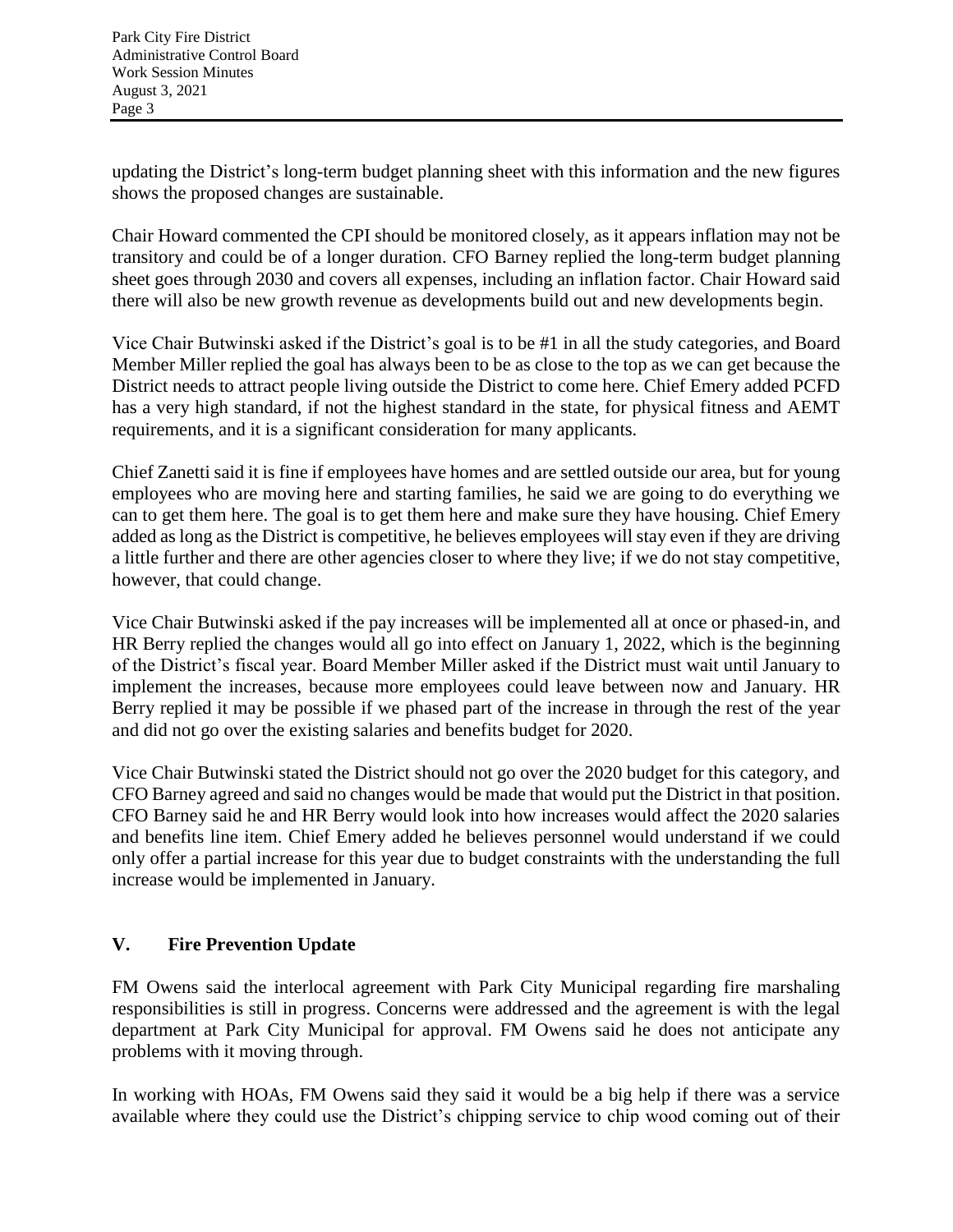updating the District's long-term budget planning sheet with this information and the new figures shows the proposed changes are sustainable.

Chair Howard commented the CPI should be monitored closely, as it appears inflation may not be transitory and could be of a longer duration. CFO Barney replied the long-term budget planning sheet goes through 2030 and covers all expenses, including an inflation factor. Chair Howard said there will also be new growth revenue as developments build out and new developments begin.

Vice Chair Butwinski asked if the District's goal is to be #1 in all the study categories, and Board Member Miller replied the goal has always been to be as close to the top as we can get because the District needs to attract people living outside the District to come here. Chief Emery added PCFD has a very high standard, if not the highest standard in the state, for physical fitness and AEMT requirements, and it is a significant consideration for many applicants.

Chief Zanetti said it is fine if employees have homes and are settled outside our area, but for young employees who are moving here and starting families, he said we are going to do everything we can to get them here. The goal is to get them here and make sure they have housing. Chief Emery added as long as the District is competitive, he believes employees will stay even if they are driving a little further and there are other agencies closer to where they live; if we do not stay competitive, however, that could change.

Vice Chair Butwinski asked if the pay increases will be implemented all at once or phased-in, and HR Berry replied the changes would all go into effect on January 1, 2022, which is the beginning of the District's fiscal year. Board Member Miller asked if the District must wait until January to implement the increases, because more employees could leave between now and January. HR Berry replied it may be possible if we phased part of the increase in through the rest of the year and did not go over the existing salaries and benefits budget for 2020.

Vice Chair Butwinski stated the District should not go over the 2020 budget for this category, and CFO Barney agreed and said no changes would be made that would put the District in that position. CFO Barney said he and HR Berry would look into how increases would affect the 2020 salaries and benefits line item. Chief Emery added he believes personnel would understand if we could only offer a partial increase for this year due to budget constraints with the understanding the full increase would be implemented in January.

## V. Fire Prevention Update

FM Owens said the interlocal agreement with Park City Municipal regarding fire marshaling responsibilities is still in progress. Concerns were addressed and the agreement is with the legal department at Park City Municipal for approval. FM Owens said he does not anticipate any problems with it moving through.

In working with HOAs, FM Owens said they said it would be a big help if there was a service available where they could use the District's chipping service to chip wood coming out of their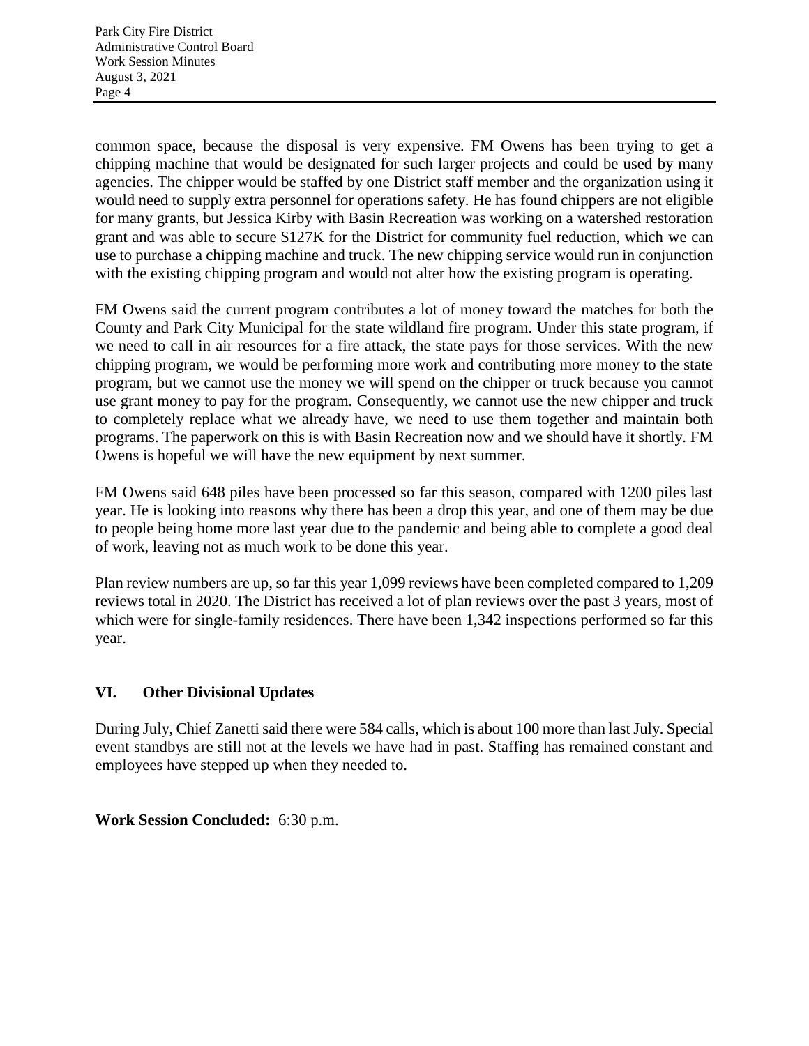common space, because the disposal is very expensive. FM Owens has been trying to get a chipping machine that would be designated for such larger projects and could be used by many agencies. The chipper would be staffed by one District staff member and the organization using it would need to supply extra personnel for operations safety. He has found chippers are not eligible for many grants, but Jessica Kirby with Basin Recreation was working on a watershed restoration grant and was able to secure $127K for the District for community fuel reduction, which we can use to purchase a chipping machine and truck. The new chipping service would run in conjunction with the existing chipping program and would not alter how the existing program is operating.

FM Owens said the current program contributes a lot of money toward the matches for both the County and Park City Municipal for the state wildland fire program. Under this state program, if we need to call in air resources for a fire attack, the state pays for those services. With the new chipping program, we would be performing more work and contributing more money to the state program, but we cannot use the money we will spend on the chipper or truck because you cannot use grant money to pay for the program. Consequently, we cannot use the new chipper and truck to completely replace what we already have, we need to use them together and maintain both programs. The paperwork on this is with Basin Recreation now and we should have it shortly. FM Owens is hopeful we will have the new equipment by next summer.

FM Owens said 648 piles have been processed so far this season, compared with 1200 piles last year. He is looking into reasons why there has been a drop this year, and one of them may be due to people being home more last year due to the pandemic and being able to complete a good deal of work, leaving not as much work to be done this year.

Plan review numbers are up, so far this year 1,099 reviews have been completed compared to 1,209 reviews total in 2020. The District has received a lot of plan reviews over the past 3 years, most of which were for single-family residences. There have been 1,342 inspections performed so far this year.

## VI. Other Divisional Updates

During July, Chief Zanetti said there were 584 calls, which is about 100 more than last July. Special event standbys are still not at the levels we have had in past. Staffing has remained constant and employees have stepped up when they needed to.

**Work Session Concluded:** 6:30 p.m.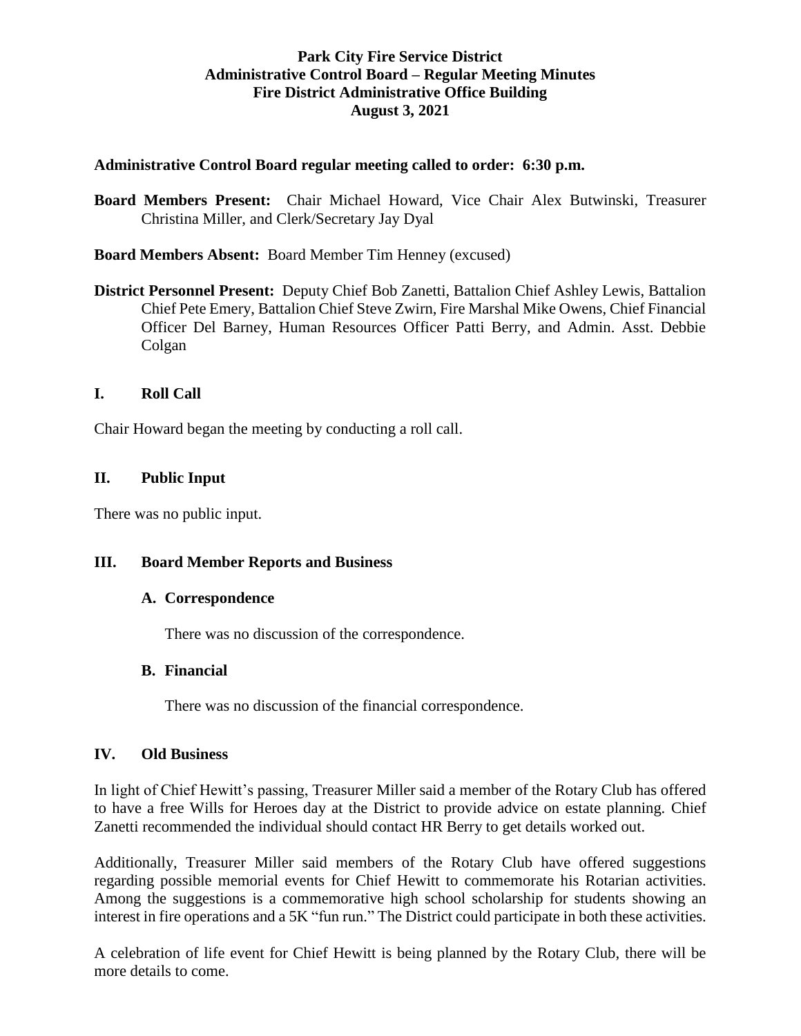**Park City Fire Service District**
**Administrative Control Board – Regular Meeting Minutes**
**Fire District Administrative Office Building**
**August 3, 2021**

**Administrative Control Board regular meeting called to order: 6:30 p.m.**

**Board Members Present:** Chair Michael Howard, Vice Chair Alex Butwinski, Treasurer Christina Miller, and Clerk/Secretary Jay Dyal

**Board Members Absent:** Board Member Tim Henney (excused)

**District Personnel Present:** Deputy Chief Bob Zanetti, Battalion Chief Ashley Lewis, Battalion Chief Pete Emery, Battalion Chief Steve Zwirn, Fire Marshal Mike Owens, Chief Financial Officer Del Barney, Human Resources Officer Patti Berry, and Admin. Asst. Debbie Colgan

## I. Roll Call

Chair Howard began the meeting by conducting a roll call.

## II. Public Input

There was no public input.

## III. Board Member Reports and Business

### A. Correspondence

There was no discussion of the correspondence.

### B. Financial

There was no discussion of the financial correspondence.

## IV. Old Business

In light of Chief Hewitt's passing, Treasurer Miller said a member of the Rotary Club has offered to have a free Wills for Heroes day at the District to provide advice on estate planning. Chief Zanetti recommended the individual should contact HR Berry to get details worked out.

Additionally, Treasurer Miller said members of the Rotary Club have offered suggestions regarding possible memorial events for Chief Hewitt to commemorate his Rotarian activities. Among the suggestions is a commemorative high school scholarship for students showing an interest in fire operations and a 5K "fun run." The District could participate in both these activities.

A celebration of life event for Chief Hewitt is being planned by the Rotary Club, there will be more details to come.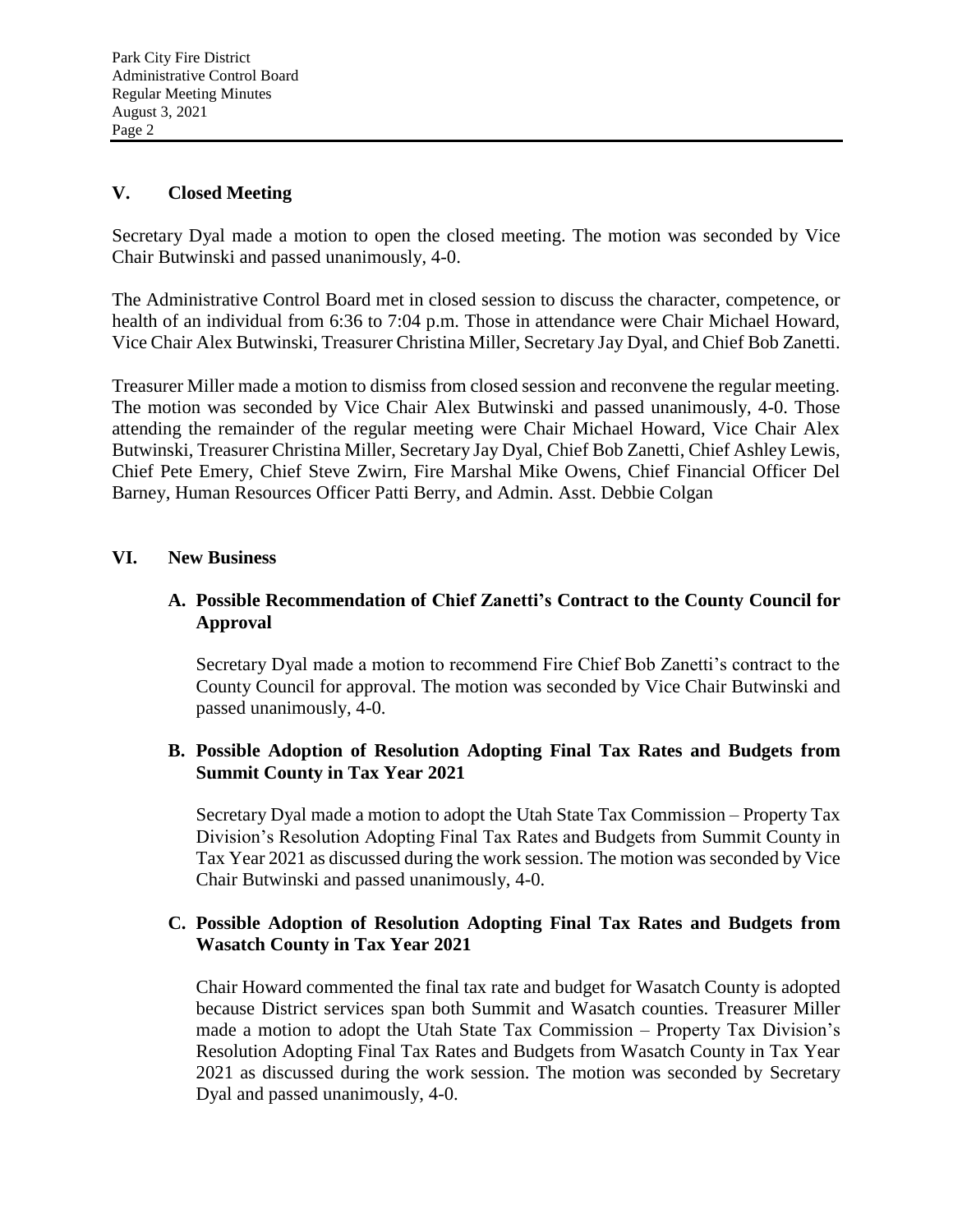## V. Closed Meeting

Secretary Dyal made a motion to open the closed meeting. The motion was seconded by Vice Chair Butwinski and passed unanimously, 4-0.

The Administrative Control Board met in closed session to discuss the character, competence, or health of an individual from 6:36 to 7:04 p.m. Those in attendance were Chair Michael Howard, Vice Chair Alex Butwinski, Treasurer Christina Miller, Secretary Jay Dyal, and Chief Bob Zanetti.

Treasurer Miller made a motion to dismiss from closed session and reconvene the regular meeting. The motion was seconded by Vice Chair Alex Butwinski and passed unanimously, 4-0. Those attending the remainder of the regular meeting were Chair Michael Howard, Vice Chair Alex Butwinski, Treasurer Christina Miller, Secretary Jay Dyal, Chief Bob Zanetti, Chief Ashley Lewis, Chief Pete Emery, Chief Steve Zwirn, Fire Marshal Mike Owens, Chief Financial Officer Del Barney, Human Resources Officer Patti Berry, and Admin. Asst. Debbie Colgan

## VI. New Business

### A. Possible Recommendation of Chief Zanetti's Contract to the County Council for Approval

Secretary Dyal made a motion to recommend Fire Chief Bob Zanetti's contract to the County Council for approval. The motion was seconded by Vice Chair Butwinski and passed unanimously, 4-0.

### B. Possible Adoption of Resolution Adopting Final Tax Rates and Budgets from Summit County in Tax Year 2021

Secretary Dyal made a motion to adopt the Utah State Tax Commission – Property Tax Division's Resolution Adopting Final Tax Rates and Budgets from Summit County in Tax Year 2021 as discussed during the work session. The motion was seconded by Vice Chair Butwinski and passed unanimously, 4-0.

### C. Possible Adoption of Resolution Adopting Final Tax Rates and Budgets from Wasatch County in Tax Year 2021

Chair Howard commented the final tax rate and budget for Wasatch County is adopted because District services span both Summit and Wasatch counties. Treasurer Miller made a motion to adopt the Utah State Tax Commission – Property Tax Division's Resolution Adopting Final Tax Rates and Budgets from Wasatch County in Tax Year 2021 as discussed during the work session. The motion was seconded by Secretary Dyal and passed unanimously, 4-0.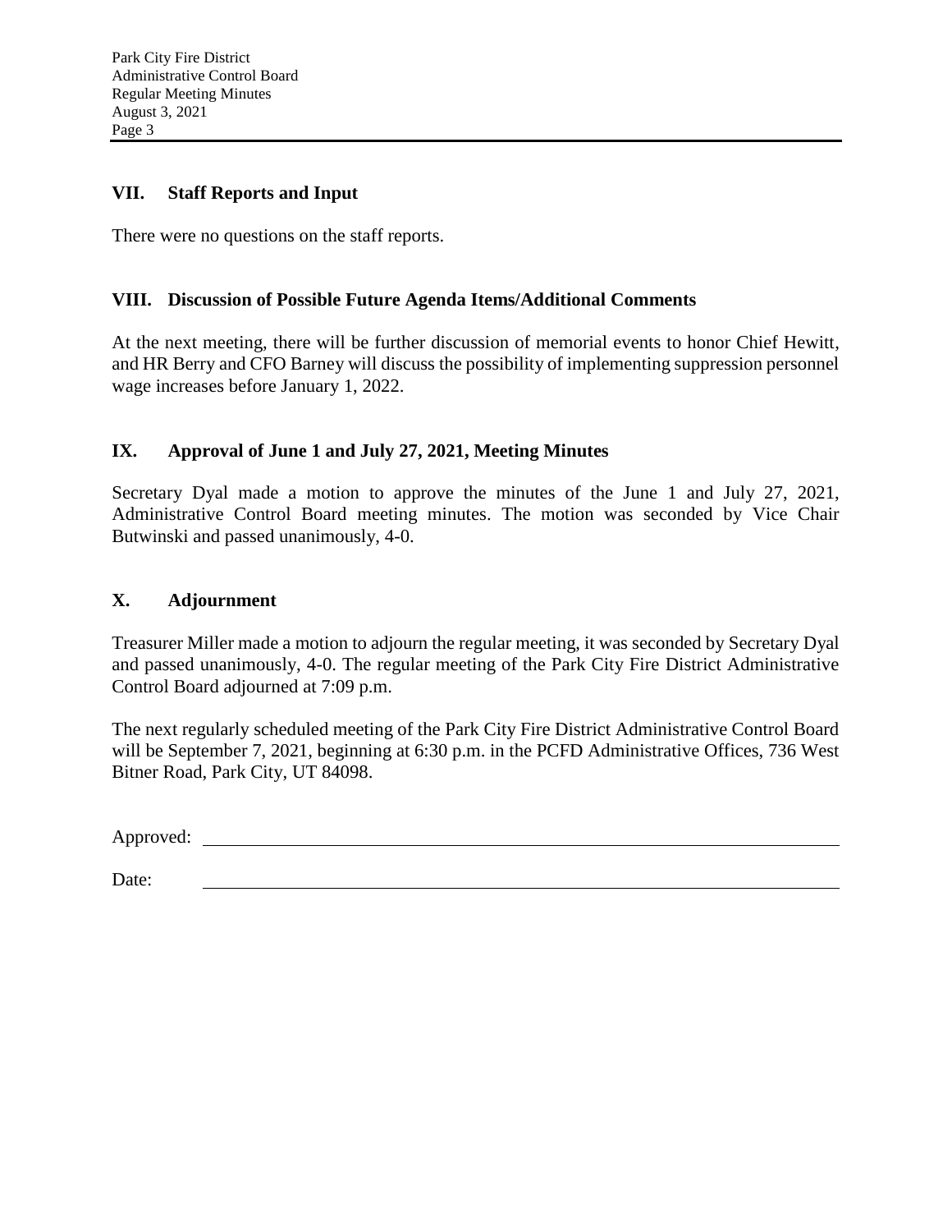## VII. Staff Reports and Input

There were no questions on the staff reports.

## VIII. Discussion of Possible Future Agenda Items/Additional Comments

At the next meeting, there will be further discussion of memorial events to honor Chief Hewitt, and HR Berry and CFO Barney will discuss the possibility of implementing suppression personnel wage increases before January 1, 2022.

## IX. Approval of June 1 and July 27, 2021, Meeting Minutes

Secretary Dyal made a motion to approve the minutes of the June 1 and July 27, 2021, Administrative Control Board meeting minutes. The motion was seconded by Vice Chair Butwinski and passed unanimously, 4-0.

## X. Adjournment

Treasurer Miller made a motion to adjourn the regular meeting, it was seconded by Secretary Dyal and passed unanimously, 4-0. The regular meeting of the Park City Fire District Administrative Control Board adjourned at 7:09 p.m.

The next regularly scheduled meeting of the Park City Fire District Administrative Control Board will be September 7, 2021, beginning at 6:30 p.m. in the PCFD Administrative Offices, 736 West Bitner Road, Park City, UT 84098.

Approved: ______________________________

Date: ______________________________